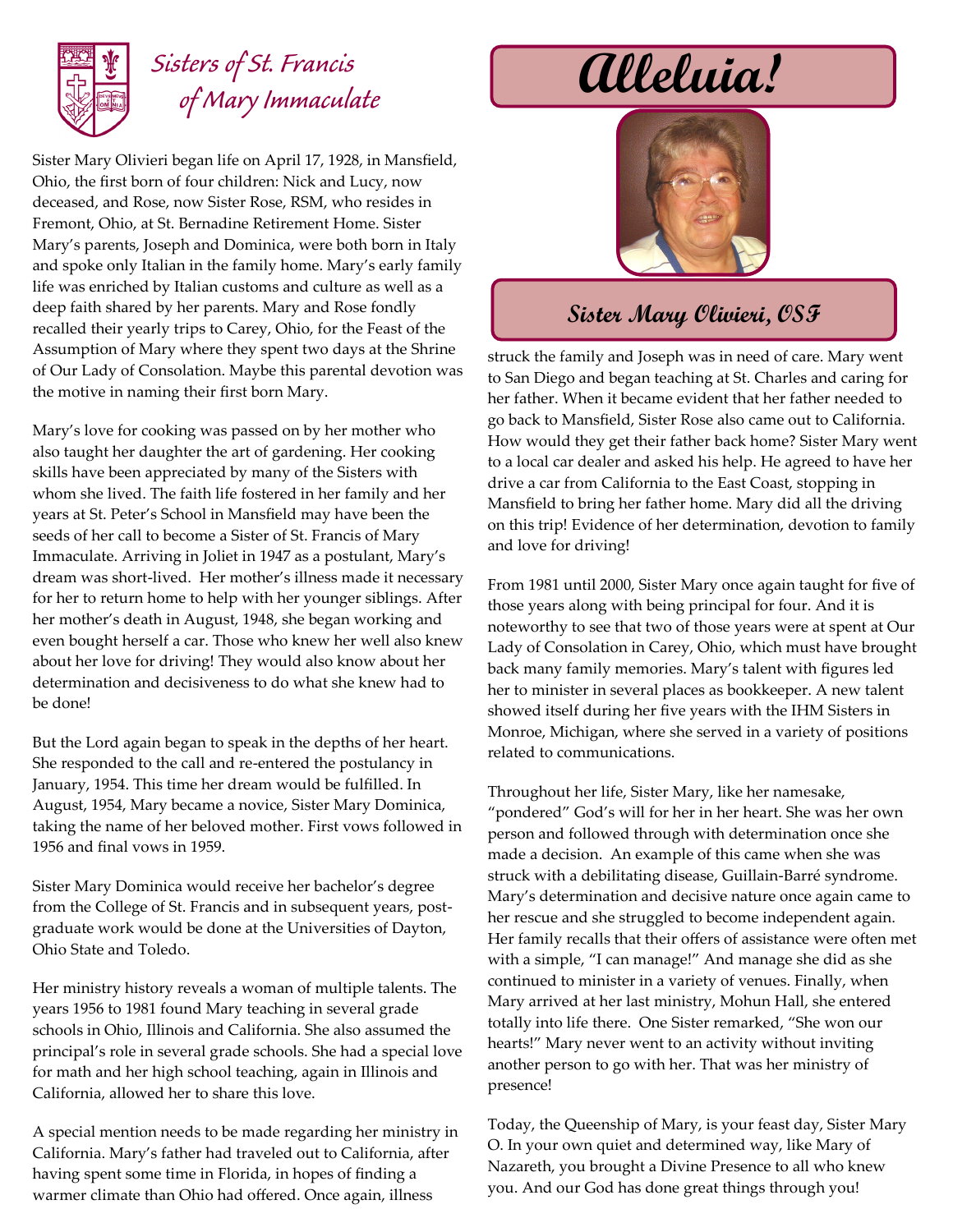# Sisters of St. Francis of Mary Immaculate

# Alleluia!

## Sister Mary Olivieri, OSF

Sister Mary Olivieri began life on April 17, 1928, in Mansfield, Ohio, the first born of four children: Nick and Lucy, now deceased, and Rose, now Sister Rose, RSM, who resides in Fremont, Ohio, at St. Bernadine Retirement Home. Sister Mary's parents, Joseph and Dominica, were both born in Italy and spoke only Italian in the family home. Mary's early family life was enriched by Italian customs and culture as well as a deep faith shared by her parents. Mary and Rose fondly recalled their yearly trips to Carey, Ohio, for the Feast of the Assumption of Mary where they spent two days at the Shrine of Our Lady of Consolation. Maybe this parental devotion was the motive in naming their first born Mary.

Mary's love for cooking was passed on by her mother who also taught her daughter the art of gardening. Her cooking skills have been appreciated by many of the Sisters with whom she lived. The faith life fostered in her family and her years at St. Peter's School in Mansfield may have been the seeds of her call to become a Sister of St. Francis of Mary Immaculate. Arriving in Joliet in 1947 as a postulant, Mary's dream was short-lived. Her mother's illness made it necessary for her to return home to help with her younger siblings. After her mother's death in August, 1948, she began working and even bought herself a car. Those who knew her well also knew about her love for driving! They would also know about her determination and decisiveness to do what she knew had to be done!

But the Lord again began to speak in the depths of her heart. She responded to the call and re-entered the postulancy in January, 1954. This time her dream would be fulfilled. In August, 1954, Mary became a novice, Sister Mary Dominica, taking the name of her beloved mother. First vows followed in 1956 and final vows in 1959.

Sister Mary Dominica would receive her bachelor's degree from the College of St. Francis and in subsequent years, post-graduate work would be done at the Universities of Dayton, Ohio State and Toledo.

Her ministry history reveals a woman of multiple talents. The years 1956 to 1981 found Mary teaching in several grade schools in Ohio, Illinois and California. She also assumed the principal's role in several grade schools. She had a special love for math and her high school teaching, again in Illinois and California, allowed her to share this love.

A special mention needs to be made regarding her ministry in California. Mary's father had traveled out to California, after having spent some time in Florida, in hopes of finding a warmer climate than Ohio had offered. Once again, illness struck the family and Joseph was in need of care. Mary went to San Diego and began teaching at St. Charles and caring for her father. When it became evident that her father needed to go back to Mansfield, Sister Rose also came out to California. How would they get their father back home? Sister Mary went to a local car dealer and asked his help. He agreed to have her drive a car from California to the East Coast, stopping in Mansfield to bring her father home. Mary did all the driving on this trip! Evidence of her determination, devotion to family and love for driving!

From 1981 until 2000, Sister Mary once again taught for five of those years along with being principal for four. And it is noteworthy to see that two of those years were at spent at Our Lady of Consolation in Carey, Ohio, which must have brought back many family memories. Mary's talent with figures led her to minister in several places as bookkeeper. A new talent showed itself during her five years with the IHM Sisters in Monroe, Michigan, where she served in a variety of positions related to communications.

Throughout her life, Sister Mary, like her namesake, "pondered" God's will for her in her heart. She was her own person and followed through with determination once she made a decision. An example of this came when she was struck with a debilitating disease, Guillain-Barré syndrome. Mary's determination and decisive nature once again came to her rescue and she struggled to become independent again. Her family recalls that their offers of assistance were often met with a simple, "I can manage!" And manage she did as she continued to minister in a variety of venues. Finally, when Mary arrived at her last ministry, Mohun Hall, she entered totally into life there. One Sister remarked, "She won our hearts!" Mary never went to an activity without inviting another person to go with her. That was her ministry of presence!

Today, the Queenship of Mary, is your feast day, Sister Mary O. In your own quiet and determined way, like Mary of Nazareth, you brought a Divine Presence to all who knew you. And our God has done great things through you!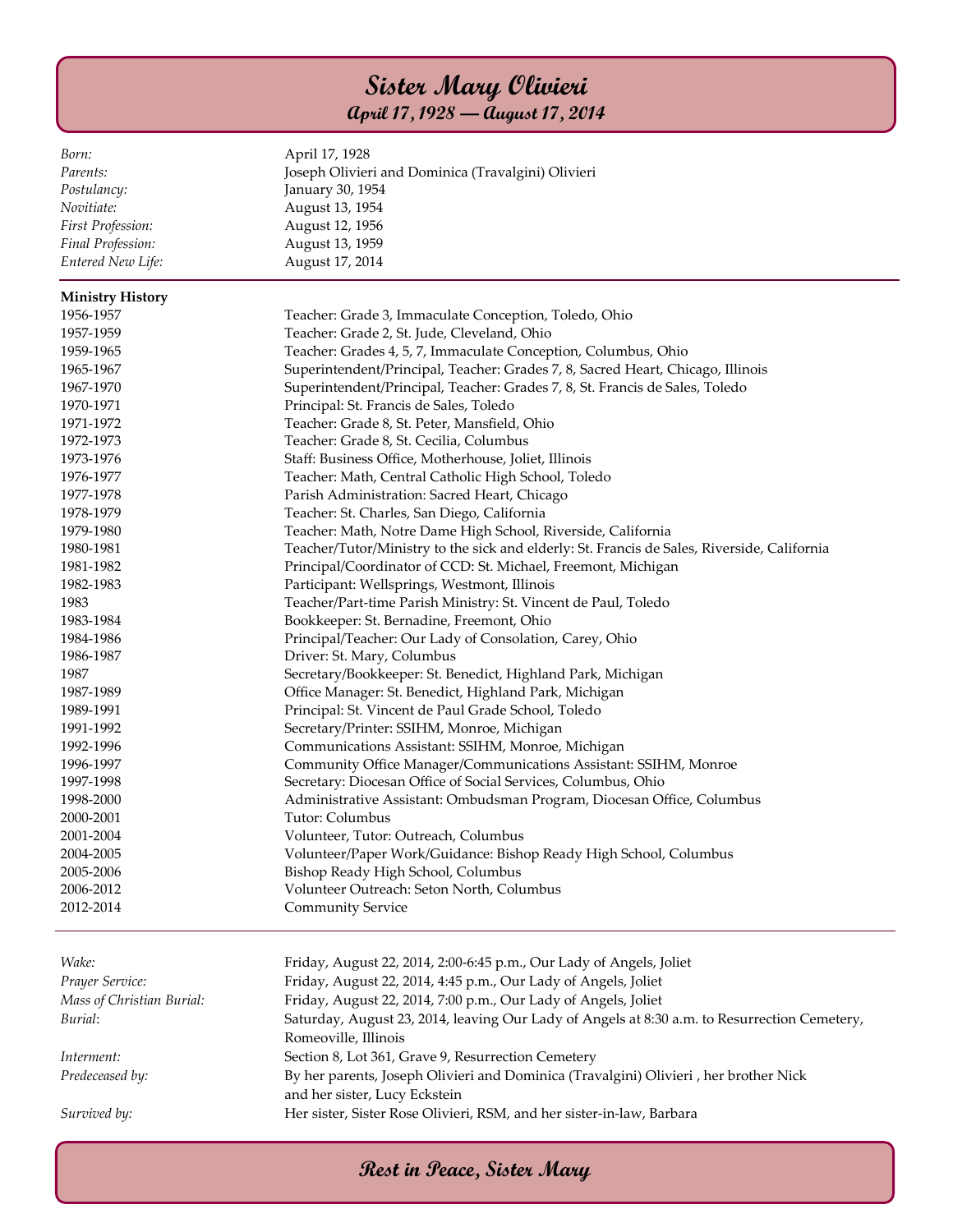# Sister Mary Olivieri

## April 17, 1928 — August 17, 2014

| | |
|---|---|
| *Born:* | April 17, 1928 |
| *Parents:* | Joseph Olivieri and Dominica (Travalgini) Olivieri |
| *Postulancy:* | January 30, 1954 |
| *Novitiate:* | August 13, 1954 |
| *First Profession:* | August 12, 1956 |
| *Final Profession:* | August 13, 1959 |
| *Entered New Life:* | August 17, 2014 |

**Ministry History**

| | |
|---|---|
| 1956-1957 | Teacher: Grade 3, Immaculate Conception, Toledo, Ohio |
| 1957-1959 | Teacher: Grade 2, St. Jude, Cleveland, Ohio |
| 1959-1965 | Teacher: Grades 4, 5, 7, Immaculate Conception, Columbus, Ohio |
| 1965-1967 | Superintendent/Principal, Teacher: Grades 7, 8, Sacred Heart, Chicago, Illinois |
| 1967-1970 | Superintendent/Principal, Teacher: Grades 7, 8, St. Francis de Sales, Toledo |
| 1970-1971 | Principal: St. Francis de Sales, Toledo |
| 1971-1972 | Teacher: Grade 8, St. Peter, Mansfield, Ohio |
| 1972-1973 | Teacher: Grade 8, St. Cecilia, Columbus |
| 1973-1976 | Staff: Business Office, Motherhouse, Joliet, Illinois |
| 1976-1977 | Teacher: Math, Central Catholic High School, Toledo |
| 1977-1978 | Parish Administration: Sacred Heart, Chicago |
| 1978-1979 | Teacher: St. Charles, San Diego, California |
| 1979-1980 | Teacher: Math, Notre Dame High School, Riverside, California |
| 1980-1981 | Teacher/Tutor/Ministry to the sick and elderly: St. Francis de Sales, Riverside, California |
| 1981-1982 | Principal/Coordinator of CCD: St. Michael, Freemont, Michigan |
| 1982-1983 | Participant: Wellsprings, Westmont, Illinois |
| 1983 | Teacher/Part-time Parish Ministry: St. Vincent de Paul, Toledo |
| 1983-1984 | Bookkeeper: St. Bernadine, Freemont, Ohio |
| 1984-1986 | Principal/Teacher: Our Lady of Consolation, Carey, Ohio |
| 1986-1987 | Driver: St. Mary, Columbus |
| 1987 | Secretary/Bookkeeper: St. Benedict, Highland Park, Michigan |
| 1987-1989 | Office Manager: St. Benedict, Highland Park, Michigan |
| 1989-1991 | Principal: St. Vincent de Paul Grade School, Toledo |
| 1991-1992 | Secretary/Printer: SSIHM, Monroe, Michigan |
| 1992-1996 | Communications Assistant: SSIHM, Monroe, Michigan |
| 1996-1997 | Community Office Manager/Communications Assistant: SSIHM, Monroe |
| 1997-1998 | Secretary: Diocesan Office of Social Services, Columbus, Ohio |
| 1998-2000 | Administrative Assistant: Ombudsman Program, Diocesan Office, Columbus |
| 2000-2001 | Tutor: Columbus |
| 2001-2004 | Volunteer, Tutor: Outreach, Columbus |
| 2004-2005 | Volunteer/Paper Work/Guidance: Bishop Ready High School, Columbus |
| 2005-2006 | Bishop Ready High School, Columbus |
| 2006-2012 | Volunteer Outreach: Seton North, Columbus |
| 2012-2014 | Community Service |

| | |
|---|---|
| *Wake:* | Friday, August 22, 2014, 2:00-6:45 p.m., Our Lady of Angels, Joliet |
| *Prayer Service:* | Friday, August 22, 2014, 4:45 p.m., Our Lady of Angels, Joliet |
| *Mass of Christian Burial:* | Friday, August 22, 2014, 7:00 p.m., Our Lady of Angels, Joliet |
| *Burial:* | Saturday, August 23, 2014, leaving Our Lady of Angels at 8:30 a.m. to Resurrection Cemetery, Romeoville, Illinois |
| *Interment:* | Section 8, Lot 361, Grave 9, Resurrection Cemetery |
| *Predeceased by:* | By her parents, Joseph Olivieri and Dominica (Travalgini) Olivieri , her brother Nick and her sister, Lucy Eckstein |
| *Survived by:* | Her sister, Sister Rose Olivieri, RSM, and her sister-in-law, Barbara |

**Rest in Peace, Sister Mary**